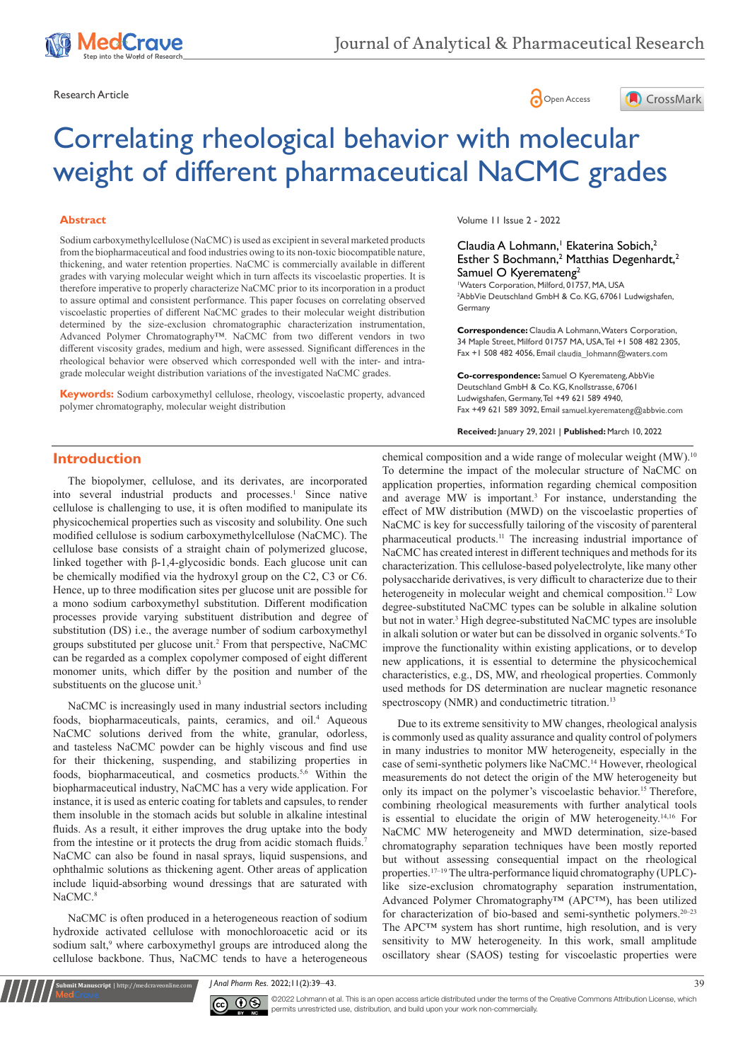Research Article

# Correlating rheological behavior with molecular weight of different pharmaceutical NaCMC grades

## Abstract

Sodium carboxymethylcellulose (NaCMC) is used as excipient in several marketed products from the biopharmaceutical and food industries owing to its non-toxic biocompatible nature, thickening, and water retention properties. NaCMC is commercially available in different grades with varying molecular weight which in turn affects its viscoelastic properties. It is therefore imperative to properly characterize NaCMC prior to its incorporation in a product to assure optimal and consistent performance. This paper focuses on correlating observed viscoelastic properties of different NaCMC grades to their molecular weight distribution determined by the size-exclusion chromatographic characterization instrumentation, Advanced Polymer Chromatography™. NaCMC from two different vendors in two different viscosity grades, medium and high, were assessed. Significant differences in the rheological behavior were observed which corresponded well with the inter- and intra-grade molecular weight distribution variations of the investigated NaCMC grades.

**Keywords:** Sodium carboxymethyl cellulose, rheology, viscoelastic property, advanced polymer chromatography, molecular weight distribution

Volume 11 Issue 2 - 2022

Claudia A Lohmann,[1] Ekaterina Sobich,[2] Esther S Bochmann,[2] Matthias Degenhardt,[2] Samuel O Kyeremateng[2]

[1]Waters Corporation, Milford, 01757, MA, USA

[2]AbbVie Deutschland GmbH & Co. KG, 67061 Ludwigshafen, Germany

**Correspondence:** Claudia A Lohmann, Waters Corporation, 34 Maple Street, Milford 01757 MA, USA, Tel +1 508 482 2305, Fax +1 508 482 4056, Email claudia_lohmann@waters.com

**Co-correspondence:** Samuel O Kyeremateng, AbbVie Deutschland GmbH & Co. KG, Knollstrasse, 67061 Ludwigshafen, Germany, Tel +49 621 589 4940, Fax +49 621 589 3092, Email samuel.kyeremateng@abbvie.com

**Received:** January 29, 2021 | **Published:** March 10, 2022

## Introduction

The biopolymer, cellulose, and its derivates, are incorporated into several industrial products and processes.[1] Since native cellulose is challenging to use, it is often modified to manipulate its physicochemical properties such as viscosity and solubility. One such modified cellulose is sodium carboxymethylcellulose (NaCMC). The cellulose base consists of a straight chain of polymerized glucose, linked together with β-1,4-glycosidic bonds. Each glucose unit can be chemically modified via the hydroxyl group on the C2, C3 or C6. Hence, up to three modification sites per glucose unit are possible for a mono sodium carboxymethyl substitution. Different modification processes provide varying substituent distribution and degree of substitution (DS) i.e., the average number of sodium carboxymethyl groups substituted per glucose unit.[2] From that perspective, NaCMC can be regarded as a complex copolymer composed of eight different monomer units, which differ by the position and number of the substituents on the glucose unit.[3]

NaCMC is increasingly used in many industrial sectors including foods, biopharmaceuticals, paints, ceramics, and oil.[4] Aqueous NaCMC solutions derived from the white, granular, odorless, and tasteless NaCMC powder can be highly viscous and find use for their thickening, suspending, and stabilizing properties in foods, biopharmaceutical, and cosmetics products.[5,6] Within the biopharmaceutical industry, NaCMC has a very wide application. For instance, it is used as enteric coating for tablets and capsules, to render them insoluble in the stomach acids but soluble in alkaline intestinal fluids. As a result, it either improves the drug uptake into the body from the intestine or it protects the drug from acidic stomach fluids.[7] NaCMC can also be found in nasal sprays, liquid suspensions, and ophthalmic solutions as thickening agent. Other areas of application include liquid-absorbing wound dressings that are saturated with NaCMC.[8]

NaCMC is often produced in a heterogeneous reaction of sodium hydroxide activated cellulose with monochloroacetic acid or its sodium salt,[9] where carboxymethyl groups are introduced along the cellulose backbone. Thus, NaCMC tends to have a heterogeneous chemical composition and a wide range of molecular weight (MW).[10] To determine the impact of the molecular structure of NaCMC on application properties, information regarding chemical composition and average MW is important.[3] For instance, understanding the effect of MW distribution (MWD) on the viscoelastic properties of NaCMC is key for successfully tailoring of the viscosity of parenteral pharmaceutical products.[11] The increasing industrial importance of NaCMC has created interest in different techniques and methods for its characterization. This cellulose-based polyelectrolyte, like many other polysaccharide derivatives, is very difficult to characterize due to their heterogeneity in molecular weight and chemical composition.[12] Low degree-substituted NaCMC types can be soluble in alkaline solution but not in water.[3] High degree-substituted NaCMC types are insoluble in alkali solution or water but can be dissolved in organic solvents.[6] To improve the functionality within existing applications, or to develop new applications, it is essential to determine the physicochemical characteristics, e.g., DS, MW, and rheological properties. Commonly used methods for DS determination are nuclear magnetic resonance spectroscopy (NMR) and conductimetric titration.[13]

Due to its extreme sensitivity to MW changes, rheological analysis is commonly used as quality assurance and quality control of polymers in many industries to monitor MW heterogeneity, especially in the case of semi-synthetic polymers like NaCMC.[14] However, rheological measurements do not detect the origin of the MW heterogeneity but only its impact on the polymer's viscoelastic behavior.[15] Therefore, combining rheological measurements with further analytical tools is essential to elucidate the origin of MW heterogeneity.[14,16] For NaCMC MW heterogeneity and MWD determination, size-based chromatography separation techniques have been mostly reported but without assessing consequential impact on the rheological properties.[17–19] The ultra-performance liquid chromatography (UPLC)-like size-exclusion chromatography separation instrumentation, Advanced Polymer Chromatography™ (APC™), has been utilized for characterization of bio-based and semi-synthetic polymers.[20–23] The APC™ system has short runtime, high resolution, and is very sensitivity to MW heterogeneity. In this work, small amplitude oscillatory shear (SAOS) testing for viscoelastic properties were

©2022 Lohmann et al. This is an open access article distributed under the terms of the Creative Commons Attribution License, which permits unrestricted use, distribution, and build upon your work non-commercially.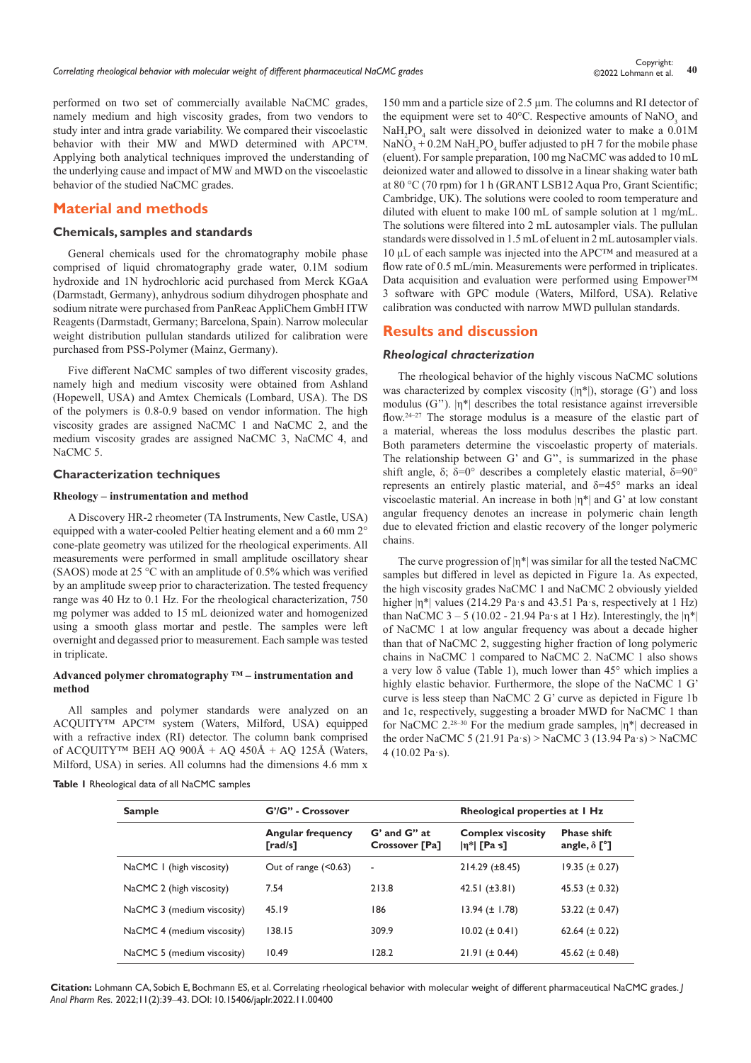performed on two set of commercially available NaCMC grades, namely medium and high viscosity grades, from two vendors to study inter and intra grade variability. We compared their viscoelastic behavior with their MW and MWD determined with APC™. Applying both analytical techniques improved the understanding of the underlying cause and impact of MW and MWD on the viscoelastic behavior of the studied NaCMC grades.

## Material and methods

### Chemicals, samples and standards

General chemicals used for the chromatography mobile phase comprised of liquid chromatography grade water, 0.1M sodium hydroxide and 1N hydrochloric acid purchased from Merck KGaA (Darmstadt, Germany), anhydrous sodium dihydrogen phosphate and sodium nitrate were purchased from PanReac AppliChem GmbH ITW Reagents (Darmstadt, Germany; Barcelona, Spain). Narrow molecular weight distribution pullulan standards utilized for calibration were purchased from PSS-Polymer (Mainz, Germany).

Five different NaCMC samples of two different viscosity grades, namely high and medium viscosity were obtained from Ashland (Hopewell, USA) and Amtex Chemicals (Lombard, USA). The DS of the polymers is 0.8-0.9 based on vendor information. The high viscosity grades are assigned NaCMC 1 and NaCMC 2, and the medium viscosity grades are assigned NaCMC 3, NaCMC 4, and NaCMC 5.

### Characterization techniques

#### Rheology – instrumentation and method

A Discovery HR-2 rheometer (TA Instruments, New Castle, USA) equipped with a water-cooled Peltier heating element and a 60 mm 2° cone-plate geometry was utilized for the rheological experiments. All measurements were performed in small amplitude oscillatory shear (SAOS) mode at 25 °C with an amplitude of 0.5% which was verified by an amplitude sweep prior to characterization. The tested frequency range was 40 Hz to 0.1 Hz. For the rheological characterization, 750 mg polymer was added to 15 mL deionized water and homogenized using a smooth glass mortar and pestle. The samples were left overnight and degassed prior to measurement. Each sample was tested in triplicate.

#### Advanced polymer chromatography ™ – instrumentation and method

All samples and polymer standards were analyzed on an ACQUITY™ APC™ system (Waters, Milford, USA) equipped with a refractive index (RI) detector. The column bank comprised of ACQUITY™ BEH AQ 900Å + AQ 450Å + AQ 125Å (Waters, Milford, USA) in series. All columns had the dimensions 4.6 mm x 150 mm and a particle size of 2.5 µm. The columns and RI detector of the equipment were set to 40°C. Respective amounts of $NaNO_3$ and $NaH_2PO_4$ salt were dissolved in deionized water to make a 0.01M $NaNO_3$ + 0.2M $NaH_2PO_4$ buffer adjusted to pH 7 for the mobile phase (eluent). For sample preparation, 100 mg NaCMC was added to 10 mL deionized water and allowed to dissolve in a linear shaking water bath at 80 °C (70 rpm) for 1 h (GRANT LSB12 Aqua Pro, Grant Scientific; Cambridge, UK). The solutions were cooled to room temperature and diluted with eluent to make 100 mL of sample solution at 1 mg/mL. The solutions were filtered into 2 mL autosampler vials. The pullulan standards were dissolved in 1.5 mL of eluent in 2 mL autosampler vials. 10 µL of each sample was injected into the APC™ and measured at a flow rate of 0.5 mL/min. Measurements were performed in triplicates. Data acquisition and evaluation were performed using Empower™ 3 software with GPC module (Waters, Milford, USA). Relative calibration was conducted with narrow MWD pullulan standards.

## Results and discussion

### *Rheological chracterization*

The rheological behavior of the highly viscous NaCMC solutions was characterized by complex viscosity ($|\eta^*|$), storage (G') and loss modulus (G''). $|\eta^*|$ describes the total resistance against irreversible flow.[24–27] The storage modulus is a measure of the elastic part of a material, whereas the loss modulus describes the plastic part. Both parameters determine the viscoelastic property of materials. The relationship between G' and G'', is summarized in the phase shift angle, δ; δ=0° describes a completely elastic material, δ=90° represents an entirely plastic material, and δ=45° marks an ideal viscoelastic material. An increase in both $|\eta^*|$ and G' at low constant angular frequency denotes an increase in polymeric chain length due to elevated friction and elastic recovery of the longer polymeric chains.

The curve progression of $|\eta^*|$ was similar for all the tested NaCMC samples but differed in level as depicted in Figure 1a. As expected, the high viscosity grades NaCMC 1 and NaCMC 2 obviously yielded higher $|\eta^*|$ values (214.29 Pa·s and 43.51 Pa·s, respectively at 1 Hz) than NaCMC 3 – 5 (10.02 - 21.94 Pa·s at 1 Hz). Interestingly, the $|\eta^*|$ of NaCMC 1 at low angular frequency was about a decade higher than that of NaCMC 2, suggesting higher fraction of long polymeric chains in NaCMC 1 compared to NaCMC 2. NaCMC 1 also shows a very low δ value (Table 1), much lower than 45° which implies a highly elastic behavior. Furthermore, the slope of the NaCMC 1 G' curve is less steep than NaCMC 2 G' curve as depicted in Figure 1b and 1c, respectively, suggesting a broader MWD for NaCMC 1 than for NaCMC 2.[28–30] For the medium grade samples, $|\eta^*|$ decreased in the order NaCMC 5 (21.91 Pa·s) > NaCMC 3 (13.94 Pa·s) > NaCMC 4 (10.02 Pa·s).

**Table 1** Rheological data of all NaCMC samples

| Sample | G'/G'' - Crossover | | Rheological properties at 1 Hz | |
|---|---|---|---|---|
| | Angular frequency [rad/s] | G' and G'' at Crossover [Pa] | Complex viscosity $|\eta^*|$ [Pa s] | Phase shift angle, δ [°] |
| NaCMC 1 (high viscosity) | Out of range (<0.63) | - | 214.29 (±8.45) | 19.35 (± 0.27) |
| NaCMC 2 (high viscosity) | 7.54 | 213.8 | 42.51 (±3.81) | 45.53 (± 0.32) |
| NaCMC 3 (medium viscosity) | 45.19 | 186 | 13.94 (± 1.78) | 53.22 (± 0.47) |
| NaCMC 4 (medium viscosity) | 138.15 | 309.9 | 10.02 (± 0.41) | 62.64 (± 0.22) |
| NaCMC 5 (medium viscosity) | 10.49 | 128.2 | 21.91 (± 0.44) | 45.62 (± 0.48) |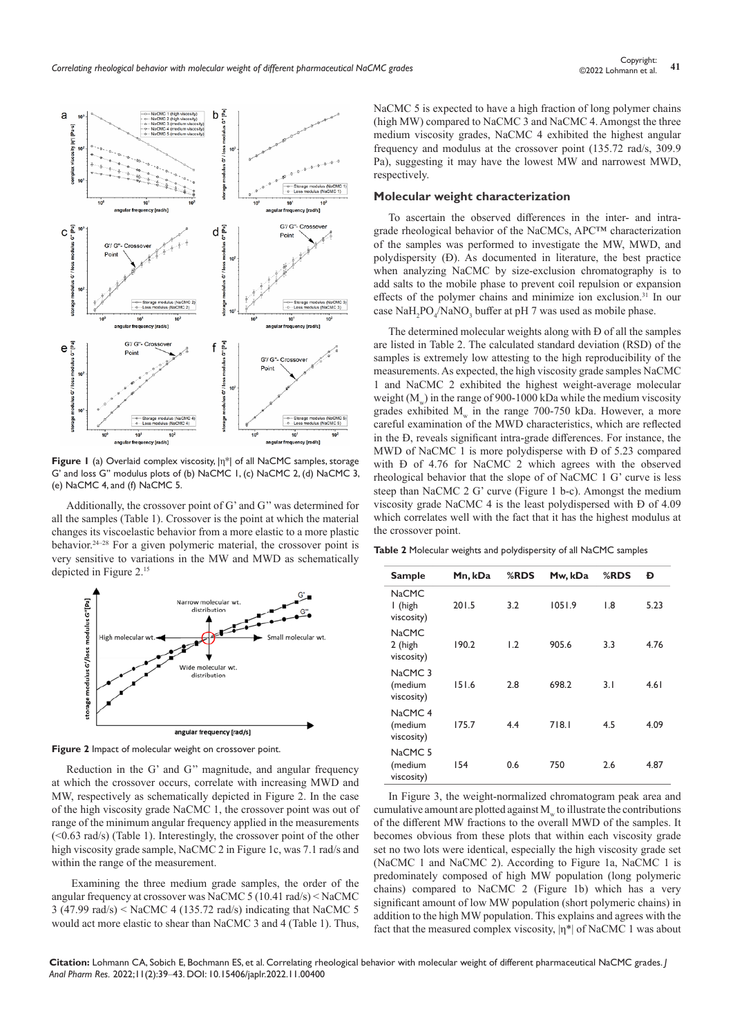Figure 1 (a) Overlaid complex viscosity, |η*| of all NaCMC samples, storage G' and loss G" modulus plots of (b) NaCMC 1, (c) NaCMC 2, (d) NaCMC 3, (e) NaCMC 4, and (f) NaCMC 5.

Additionally, the crossover point of G' and G'' was determined for all the samples (Table 1). Crossover is the point at which the material changes its viscoelastic behavior from a more elastic to a more plastic behavior.[24–28] For a given polymeric material, the crossover point is very sensitive to variations in the MW and MWD as schematically depicted in Figure 2.[15]

Figure 2 Impact of molecular weight on crossover point.

Reduction in the G' and G'' magnitude, and angular frequency at which the crossover occurs, correlate with increasing MWD and MW, respectively as schematically depicted in Figure 2. In the case of the high viscosity grade NaCMC 1, the crossover point was out of range of the minimum angular frequency applied in the measurements (<0.63 rad/s) (Table 1). Interestingly, the crossover point of the other high viscosity grade sample, NaCMC 2 in Figure 1c, was 7.1 rad/s and within the range of the measurement.

Examining the three medium grade samples, the order of the angular frequency at crossover was NaCMC 5 (10.41 rad/s) < NaCMC 3 (47.99 rad/s) < NaCMC 4 (135.72 rad/s) indicating that NaCMC 5 would act more elastic to shear than NaCMC 3 and 4 (Table 1). Thus, NaCMC 5 is expected to have a high fraction of long polymer chains (high MW) compared to NaCMC 3 and NaCMC 4. Amongst the three medium viscosity grades, NaCMC 4 exhibited the highest angular frequency and modulus at the crossover point (135.72 rad/s, 309.9 Pa), suggesting it may have the lowest MW and narrowest MWD, respectively.

## Molecular weight characterization

To ascertain the observed differences in the inter- and intra-grade rheological behavior of the NaCMCs, APC™ characterization of the samples was performed to investigate the MW, MWD, and polydispersity (Đ). As documented in literature, the best practice when analyzing NaCMC by size-exclusion chromatography is to add salts to the mobile phase to prevent coil repulsion or expansion effects of the polymer chains and minimize ion exclusion.[31] In our case $NaH_2PO_4/NaNO_3$ buffer at pH 7 was used as mobile phase.

The determined molecular weights along with Đ of all the samples are listed in Table 2. The calculated standard deviation (RSD) of the samples is extremely low attesting to the high reproducibility of the measurements. As expected, the high viscosity grade samples NaCMC 1 and NaCMC 2 exhibited the highest weight-average molecular weight ($M_w$) in the range of 900-1000 kDa while the medium viscosity grades exhibited $M_w$ in the range 700-750 kDa. However, a more careful examination of the MWD characteristics, which are reflected in the Đ, reveals significant intra-grade differences. For instance, the MWD of NaCMC 1 is more polydisperse with Đ of 5.23 compared with Đ of 4.76 for NaCMC 2 which agrees with the observed rheological behavior that the slope of of NaCMC 1 G' curve is less steep than NaCMC 2 G' curve (Figure 1 b-c). Amongst the medium viscosity grade NaCMC 4 is the least polydispersed with Đ of 4.09 which correlates well with the fact that it has the highest modulus at the crossover point.

Table 2 Molecular weights and polydispersity of all NaCMC samples

| Sample | Mn, kDa | %RDS | Mw, kDa | %RDS | Đ |
|---|---|---|---|---|---|
| NaCMC 1 (high viscosity) | 201.5 | 3.2 | 1051.9 | 1.8 | 5.23 |
| NaCMC 2 (high viscosity) | 190.2 | 1.2 | 905.6 | 3.3 | 4.76 |
| NaCMC 3 (medium viscosity) | 151.6 | 2.8 | 698.2 | 3.1 | 4.61 |
| NaCMC 4 (medium viscosity) | 175.7 | 4.4 | 718.1 | 4.5 | 4.09 |
| NaCMC 5 (medium viscosity) | 154 | 0.6 | 750 | 2.6 | 4.87 |

In Figure 3, the weight-normalized chromatogram peak area and cumulative amount are plotted against $M_w$ to illustrate the contributions of the different MW fractions to the overall MWD of the samples. It becomes obvious from these plots that within each viscosity grade set no two lots were identical, especially the high viscosity grade set (NaCMC 1 and NaCMC 2). According to Figure 1a, NaCMC 1 is predominately composed of high MW population (long polymeric chains) compared to NaCMC 2 (Figure 1b) which has a very significant amount of low MW population (short polymeric chains) in addition to the high MW population. This explains and agrees with the fact that the measured complex viscosity, |η*| of NaCMC 1 was about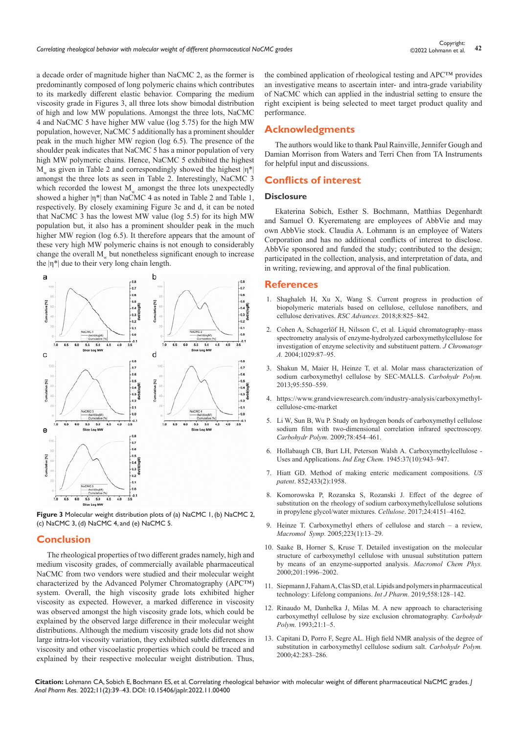a decade order of magnitude higher than NaCMC 2, as the former is predominantly composed of long polymeric chains which contributes to its markedly different elastic behavior. Comparing the medium viscosity grade in Figures 3, all three lots show bimodal distribution of high and low MW populations. Amongst the three lots, NaCMC 4 and NaCMC 5 have higher MW value (log 5.75) for the high MW population, however, NaCMC 5 additionally has a prominent shoulder peak in the much higher MW region (log 6.5). The presence of the shoulder peak indicates that NaCMC 5 has a minor population of very high MW polymeric chains. Hence, NaCMC 5 exhibited the highest $M_w$ as given in Table 2 and correspondingly showed the highest $|\eta^*|$ amongst the three lots as seen in Table 2. Interestingly, NaCMC 3 which recorded the lowest $M_w$ amongst the three lots unexpectedly showed a higher $|\eta^*|$ than NaCMC 4 as noted in Table 2 and Table 1, respectively. By closely examining Figure 3c and d, it can be noted that NaCMC 3 has the lowest MW value (log 5.5) for its high MW population but, it also has a prominent shoulder peak in the much higher MW region (log 6.5). It therefore appears that the amount of these very high MW polymeric chains is not enough to considerably change the overall $M_w$ but nonetheless significant enough to increase the $|\eta^*|$ due to their very long chain length.

**Figure 3** Molecular weight distribution plots of (a) NaCMC 1, (b) NaCMC 2, (c) NaCMC 3, (d) NaCMC 4, and (e) NaCMC 5.

## Conclusion

The rheological properties of two different grades namely, high and medium viscosity grades, of commercially available pharmaceutical NaCMC from two vendors were studied and their molecular weight characterized by the Advanced Polymer Chromatography (APC™) system. Overall, the high viscosity grade lots exhibited higher viscosity as expected. However, a marked difference in viscosity was observed amongst the high viscosity grade lots, which could be explained by the observed large difference in their molecular weight distributions. Although the medium viscosity grade lots did not show large intra-lot viscosity variation, they exhibited subtle differences in viscosity and other viscoelastic properties which could be traced and explained by their respective molecular weight distribution. Thus, the combined application of rheological testing and APC™ provides an investigative means to ascertain inter- and intra-grade variability of NaCMC which can applied in the industrial setting to ensure the right excipient is being selected to meet target product quality and performance.

## Acknowledgments

The authors would like to thank Paul Rainville, Jennifer Gough and Damian Morrison from Waters and Terri Chen from TA Instruments for helpful input and discussions.

## Conflicts of interest

### Disclosure

Ekaterina Sobich, Esther S. Bochmann, Matthias Degenhardt and Samuel O. Kyeremateng are employees of AbbVie and may own AbbVie stock. Claudia A. Lohmann is an employee of Waters Corporation and has no additional conflicts of interest to disclose. AbbVie sponsored and funded the study; contributed to the design; participated in the collection, analysis, and interpretation of data, and in writing, reviewing, and approval of the final publication.

## References

1. Shaghaleh H, Xu X, Wang S. Current progress in production of biopolymeric materials based on cellulose, cellulose nanofibers, and cellulose derivatives. *RSC Advances*. 2018;8:825–842.
2. Cohen A, Schagerlöf H, Nilsson C, et al. Liquid chromatography–mass spectrometry analysis of enzyme-hydrolyzed carboxymethylcellulose for investigation of enzyme selectivity and substituent pattern. *J Chromatogr A.* 2004;1029:87–95.
3. Shakun M, Maier H, Heinze T, et al. Molar mass characterization of sodium carboxymethyl cellulose by SEC-MALLS. *Carbohydr Polym.* 2013;95:550–559.
4. https://www.grandviewresearch.com/industry-analysis/carboxymethyl-cellulose-cmc-market
5. Li W, Sun B, Wu P. Study on hydrogen bonds of carboxymethyl cellulose sodium film with two-dimensional correlation infrared spectroscopy. *Carbohydr Polym.* 2009;78:454–461.
6. Hollabaugh CB, Burt LH, Peterson Walsh A. Carboxymethylcellulose - Uses and Applications. *Ind Eng Chem.* 1945:37(10):943–947.
7. Hiatt GD. Method of making enteric medicament compositions. *US patent*. 852;433(2):1958.
8. Komorowska P, Rozanska S, Rozanski J. Effect of the degree of substitution on the rheology of sodium carboxymethylcellulose solutions in propylene glycol/water mixtures. *Cellulose*. 2017;24:4151–4162.
9. Heinze T. Carboxymethyl ethers of cellulose and starch – a review, *Macromol Symp.* 2005;223(1):13–29.
10. Saake B, Horner S, Kruse T. Detailed investigation on the molecular structure of carboxymethyl cellulose with unusual substitution pattern by means of an enzyme-supported analysis. *Macromol Chem Phys.* 2000;201:1996–2002.
11. Siepmann J, Faham A, Clas SD, et al. Lipids and polymers in pharmaceutical technology: Lifelong companions. *Int J Pharm.* 2019;558:128–142.
12. Rinaudo M, Danhelka J, Milas M. A new approach to characterising carboxymethyl cellulose by size exclusion chromatography. *Carbohydr Polym.* 1993;21:1–5.
13. Capitani D, Porro F, Segre AL. High field NMR analysis of the degree of substitution in carboxymethyl cellulose sodium salt. *Carbohydr Polym.* 2000;42:283–286.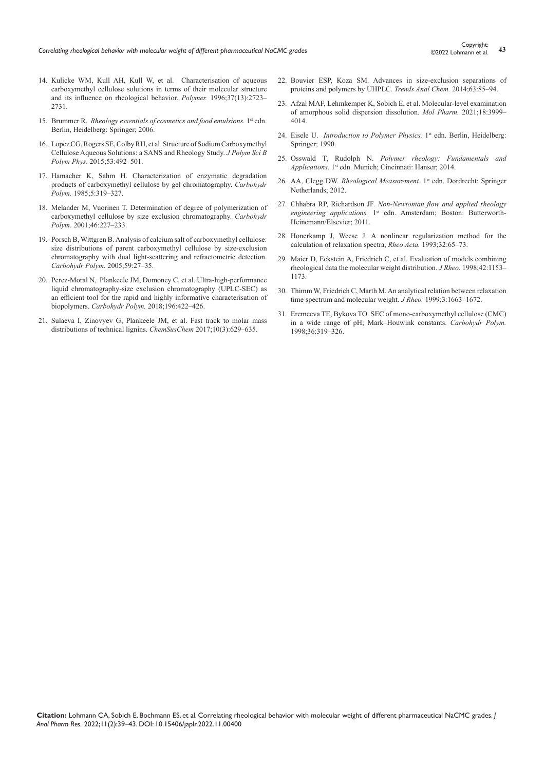14. Kulicke WM, Kull AH, Kull W, et al. Characterisation of aqueous carboxymethyl cellulose solutions in terms of their molecular structure and its influence on rheological behavior. *Polymer.* 1996;37(13):2723–2731.

15. Brummer R. *Rheology essentials of cosmetics and food emulsions.* 1st edn. Berlin, Heidelberg: Springer; 2006.

16. Lopez CG, Rogers SE, Colby RH, et al. Structure of Sodium Carboxymethyl Cellulose Aqueous Solutions: a SANS and Rheology Study. *J Polym Sci B Polym Phys*. 2015;53:492–501.

17. Hamacher K, Sahm H. Characterization of enzymatic degradation products of carboxymethyl cellulose by gel chromatography. *Carbohydr Polym.* 1985;5:319–327.

18. Melander M, Vuorinen T. Determination of degree of polymerization of carboxymethyl cellulose by size exclusion chromatography. *Carbohydr Polym.* 2001;46:227–233.

19. Porsch B, Wittgren B. Analysis of calcium salt of carboxymethyl cellulose: size distributions of parent carboxymethyl cellulose by size-exclusion chromatography with dual light-scattering and refractometric detection. *Carbohydr Polym.* 2005;59:27–35.

20. Perez-Moral N, Plankeele JM, Domoney C, et al. Ultra-high-performance liquid chromatography-size exclusion chromatography (UPLC-SEC) as an efficient tool for the rapid and highly informative characterisation of biopolymers. *Carbohydr Polym.* 2018;196:422–426.

21. Sulaeva I, Zinovyev G, Plankeele JM, et al. Fast track to molar mass distributions of technical lignins. *ChemSusChem* 2017;10(3):629–635.

22. Bouvier ESP, Koza SM. Advances in size-exclusion separations of proteins and polymers by UHPLC. *Trends Anal Chem.* 2014;63:85–94.

23. Afzal MAF, Lehmkemper K, Sobich E, et al. Molecular-level examination of amorphous solid dispersion dissolution. *Mol Pharm.* 2021;18:3999–4014.

24. Eisele U. *Introduction to Polymer Physics.* 1st edn. Berlin, Heidelberg: Springer; 1990.

25. Osswald T, Rudolph N. *Polymer rheology: Fundamentals and Applications*. 1st edn. Munich; Cincinnati: Hanser; 2014.

26. AA, Clegg DW. *Rheological Measurement.* 1st edn. Dordrecht: Springer Netherlands; 2012.

27. Chhabra RP, Richardson JF. *Non-Newtonian flow and applied rheology engineering applications.* 1st edn. Amsterdam; Boston: Butterworth-Heinemann/Elsevier; 2011.

28. Honerkamp J, Weese J. A nonlinear regularization method for the calculation of relaxation spectra, *Rheo Acta.* 1993;32:65–73.

29. Maier D, Eckstein A, Friedrich C, et al. Evaluation of models combining rheological data the molecular weight distribution. *J Rheo.* 1998;42:1153–1173.

30. Thimm W, Friedrich C, Marth M. An analytical relation between relaxation time spectrum and molecular weight. *J Rheo.* 1999;3:1663–1672.

31. Eremeeva TE, Bykova TO. SEC of mono-carboxymethyl cellulose (CMC) in a wide range of pH; Mark–Houwink constants. *Carbohydr Polym.* 1998;36:319–326.